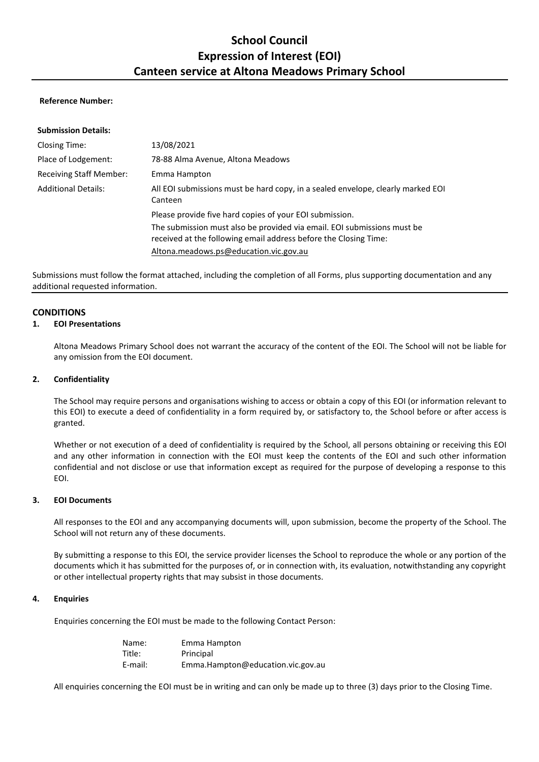# School Council
# Expression of Interest (EOI)
# Canteen service at Altona Meadows Primary School

**Reference Number:**

**Submission Details:**

| | |
|---|---|
| Closing Time: | 13/08/2021 |
| Place of Lodgement: | 78-88 Alma Avenue, Altona Meadows |
| Receiving Staff Member: | Emma Hampton |
| Additional Details: | All EOI submissions must be hard copy, in a sealed envelope, clearly marked EOI Canteen<br>Please provide five hard copies of your EOI submission.<br>The submission must also be provided via email. EOI submissions must be received at the following email address before the Closing Time:<br>Altona.meadows.ps@education.vic.gov.au |

Submissions must follow the format attached, including the completion of all Forms, plus supporting documentation and any additional requested information.

## CONDITIONS

### 1. EOI Presentations

Altona Meadows Primary School does not warrant the accuracy of the content of the EOI. The School will not be liable for any omission from the EOI document.

### 2. Confidentiality

The School may require persons and organisations wishing to access or obtain a copy of this EOI (or information relevant to this EOI) to execute a deed of confidentiality in a form required by, or satisfactory to, the School before or after access is granted.

Whether or not execution of a deed of confidentiality is required by the School, all persons obtaining or receiving this EOI and any other information in connection with the EOI must keep the contents of the EOI and such other information confidential and not disclose or use that information except as required for the purpose of developing a response to this EOI.

### 3. EOI Documents

All responses to the EOI and any accompanying documents will, upon submission, become the property of the School. The School will not return any of these documents.

By submitting a response to this EOI, the service provider licenses the School to reproduce the whole or any portion of the documents which it has submitted for the purposes of, or in connection with, its evaluation, notwithstanding any copyright or other intellectual property rights that may subsist in those documents.

### 4. Enquiries

Enquiries concerning the EOI must be made to the following Contact Person:

| | |
|---|---|
| Name: | Emma Hampton |
| Title: | Principal |
| E-mail: | Emma.Hampton@education.vic.gov.au |

All enquiries concerning the EOI must be in writing and can only be made up to three (3) days prior to the Closing Time.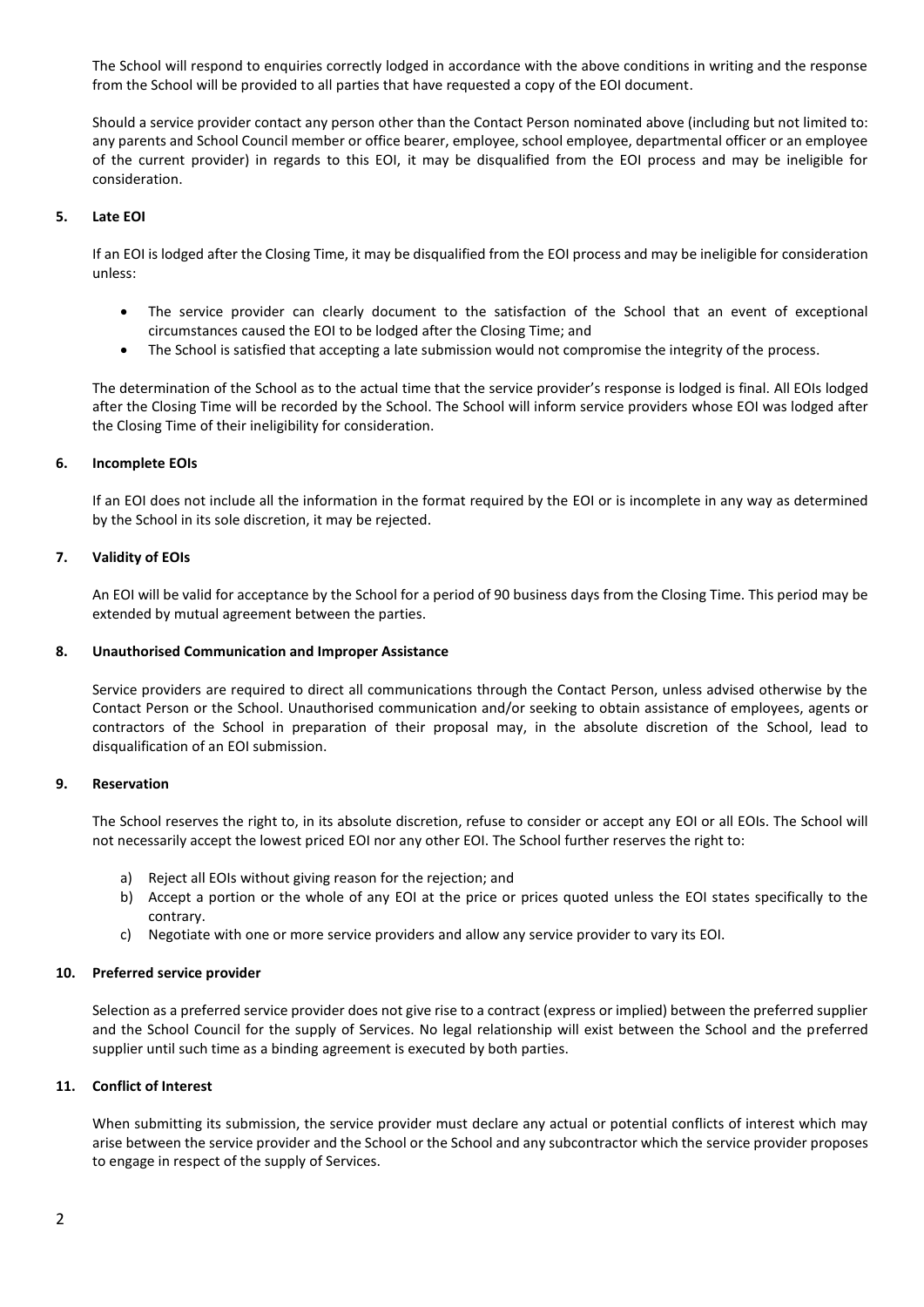The School will respond to enquiries correctly lodged in accordance with the above conditions in writing and the response from the School will be provided to all parties that have requested a copy of the EOI document.

Should a service provider contact any person other than the Contact Person nominated above (including but not limited to: any parents and School Council member or office bearer, employee, school employee, departmental officer or an employee of the current provider) in regards to this EOI, it may be disqualified from the EOI process and may be ineligible for consideration.

### 5. Late EOI

If an EOI is lodged after the Closing Time, it may be disqualified from the EOI process and may be ineligible for consideration unless:

- The service provider can clearly document to the satisfaction of the School that an event of exceptional circumstances caused the EOI to be lodged after the Closing Time; and
- The School is satisfied that accepting a late submission would not compromise the integrity of the process.

The determination of the School as to the actual time that the service provider's response is lodged is final. All EOIs lodged after the Closing Time will be recorded by the School. The School will inform service providers whose EOI was lodged after the Closing Time of their ineligibility for consideration.

### 6. Incomplete EOIs

If an EOI does not include all the information in the format required by the EOI or is incomplete in any way as determined by the School in its sole discretion, it may be rejected.

### 7. Validity of EOIs

An EOI will be valid for acceptance by the School for a period of 90 business days from the Closing Time. This period may be extended by mutual agreement between the parties.

### 8. Unauthorised Communication and Improper Assistance

Service providers are required to direct all communications through the Contact Person, unless advised otherwise by the Contact Person or the School. Unauthorised communication and/or seeking to obtain assistance of employees, agents or contractors of the School in preparation of their proposal may, in the absolute discretion of the School, lead to disqualification of an EOI submission.

### 9. Reservation

The School reserves the right to, in its absolute discretion, refuse to consider or accept any EOI or all EOIs. The School will not necessarily accept the lowest priced EOI nor any other EOI. The School further reserves the right to:

a) Reject all EOIs without giving reason for the rejection; and
b) Accept a portion or the whole of any EOI at the price or prices quoted unless the EOI states specifically to the contrary.
c) Negotiate with one or more service providers and allow any service provider to vary its EOI.

### 10. Preferred service provider

Selection as a preferred service provider does not give rise to a contract (express or implied) between the preferred supplier and the School Council for the supply of Services. No legal relationship will exist between the School and the preferred supplier until such time as a binding agreement is executed by both parties.

### 11. Conflict of Interest

When submitting its submission, the service provider must declare any actual or potential conflicts of interest which may arise between the service provider and the School or the School and any subcontractor which the service provider proposes to engage in respect of the supply of Services.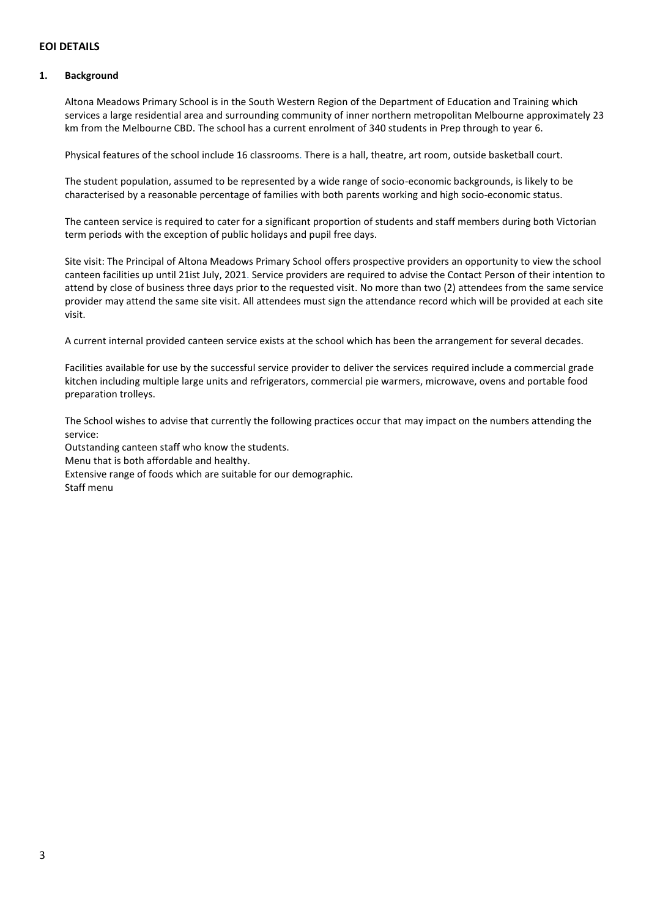## EOI DETAILS

### 1. Background

Altona Meadows Primary School is in the South Western Region of the Department of Education and Training which services a large residential area and surrounding community of inner northern metropolitan Melbourne approximately 23 km from the Melbourne CBD. The school has a current enrolment of 340 students in Prep through to year 6.

Physical features of the school include 16 classrooms. There is a hall, theatre, art room, outside basketball court.

The student population, assumed to be represented by a wide range of socio-economic backgrounds, is likely to be characterised by a reasonable percentage of families with both parents working and high socio-economic status.

The canteen service is required to cater for a significant proportion of students and staff members during both Victorian term periods with the exception of public holidays and pupil free days.

Site visit: The Principal of Altona Meadows Primary School offers prospective providers an opportunity to view the school canteen facilities up until 21ist July, 2021. Service providers are required to advise the Contact Person of their intention to attend by close of business three days prior to the requested visit. No more than two (2) attendees from the same service provider may attend the same site visit. All attendees must sign the attendance record which will be provided at each site visit.

A current internal provided canteen service exists at the school which has been the arrangement for several decades.

Facilities available for use by the successful service provider to deliver the services required include a commercial grade kitchen including multiple large units and refrigerators, commercial pie warmers, microwave, ovens and portable food preparation trolleys.

The School wishes to advise that currently the following practices occur that may impact on the numbers attending the service:

Outstanding canteen staff who know the students.
Menu that is both affordable and healthy.
Extensive range of foods which are suitable for our demographic.
Staff menu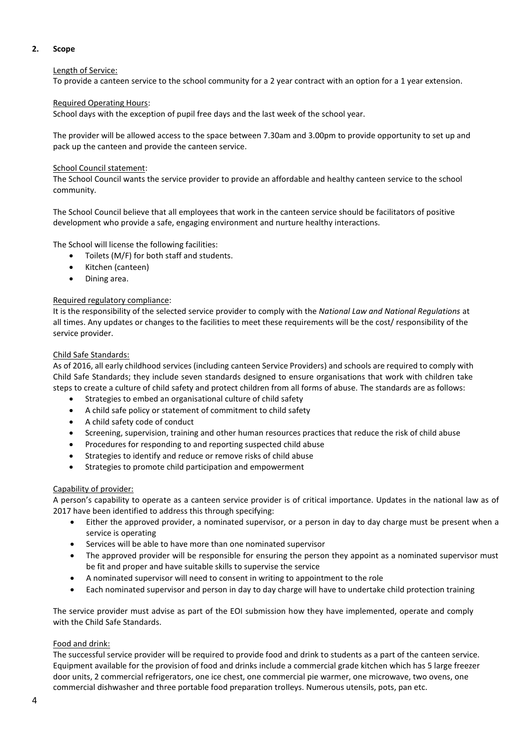## 2. Scope

Length of Service:

To provide a canteen service to the school community for a 2 year contract with an option for a 1 year extension.

Required Operating Hours:

School days with the exception of pupil free days and the last week of the school year.

The provider will be allowed access to the space between 7.30am and 3.00pm to provide opportunity to set up and pack up the canteen and provide the canteen service.

School Council statement:

The School Council wants the service provider to provide an affordable and healthy canteen service to the school community.

The School Council believe that all employees that work in the canteen service should be facilitators of positive development who provide a safe, engaging environment and nurture healthy interactions.

The School will license the following facilities:

- Toilets (M/F) for both staff and students.
- Kitchen (canteen)
- Dining area.

Required regulatory compliance:

It is the responsibility of the selected service provider to comply with the *National Law and National Regulations* at all times. Any updates or changes to the facilities to meet these requirements will be the cost/ responsibility of the service provider.

Child Safe Standards:

As of 2016, all early childhood services (including canteen Service Providers) and schools are required to comply with Child Safe Standards; they include seven standards designed to ensure organisations that work with children take steps to create a culture of child safety and protect children from all forms of abuse. The standards are as follows:

- Strategies to embed an organisational culture of child safety
- A child safe policy or statement of commitment to child safety
- A child safety code of conduct
- Screening, supervision, training and other human resources practices that reduce the risk of child abuse
- Procedures for responding to and reporting suspected child abuse
- Strategies to identify and reduce or remove risks of child abuse
- Strategies to promote child participation and empowerment

Capability of provider:

A person's capability to operate as a canteen service provider is of critical importance. Updates in the national law as of 2017 have been identified to address this through specifying:

- Either the approved provider, a nominated supervisor, or a person in day to day charge must be present when a service is operating
- Services will be able to have more than one nominated supervisor
- The approved provider will be responsible for ensuring the person they appoint as a nominated supervisor must be fit and proper and have suitable skills to supervise the service
- A nominated supervisor will need to consent in writing to appointment to the role
- Each nominated supervisor and person in day to day charge will have to undertake child protection training

The service provider must advise as part of the EOI submission how they have implemented, operate and comply with the Child Safe Standards.

Food and drink:

The successful service provider will be required to provide food and drink to students as a part of the canteen service. Equipment available for the provision of food and drinks include a commercial grade kitchen which has 5 large freezer door units, 2 commercial refrigerators, one ice chest, one commercial pie warmer, one microwave, two ovens, one commercial dishwasher and three portable food preparation trolleys. Numerous utensils, pots, pan etc.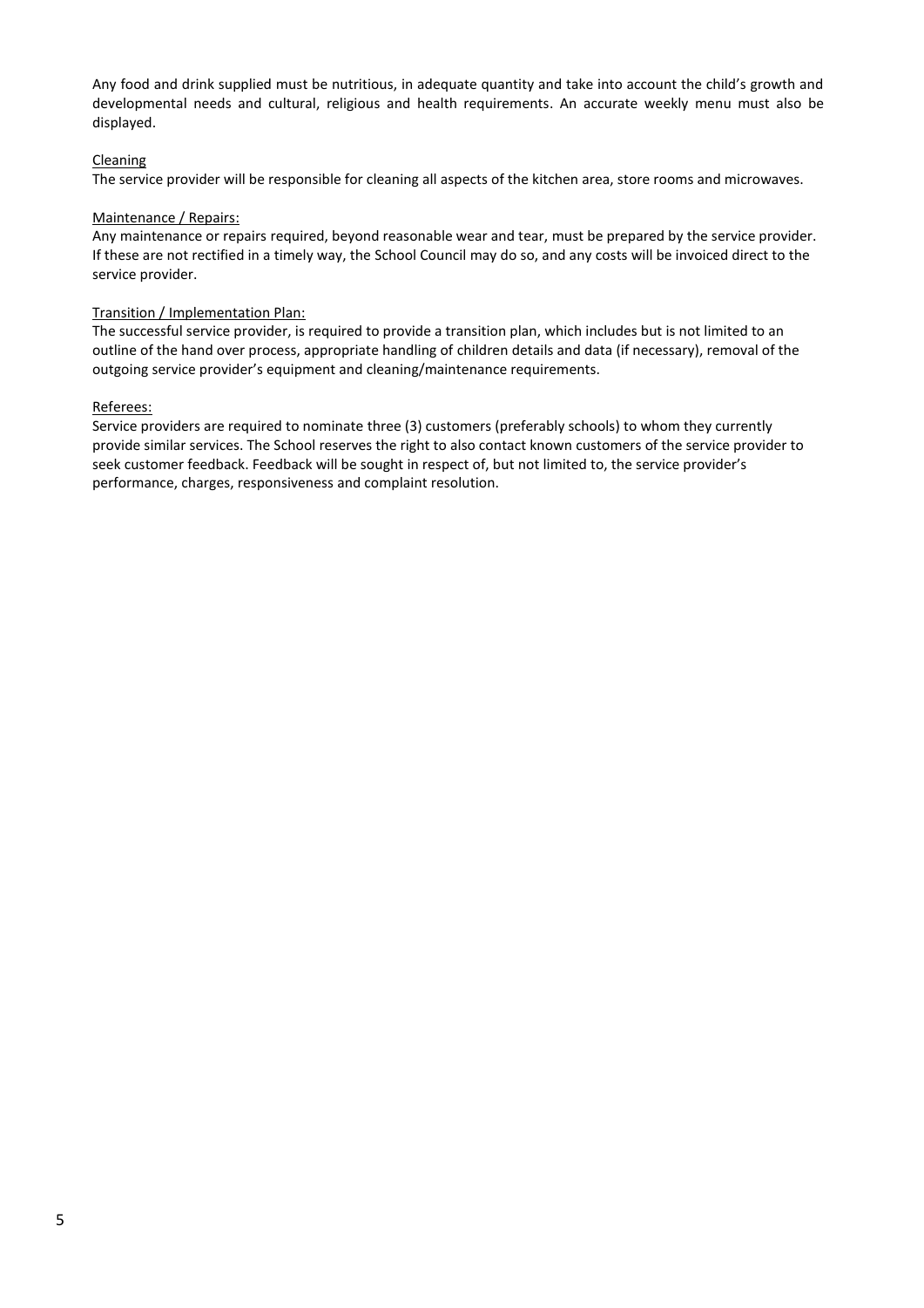Any food and drink supplied must be nutritious, in adequate quantity and take into account the child's growth and developmental needs and cultural, religious and health requirements. An accurate weekly menu must also be displayed.

<u>Cleaning</u>

The service provider will be responsible for cleaning all aspects of the kitchen area, store rooms and microwaves.

<u>Maintenance / Repairs:</u>

Any maintenance or repairs required, beyond reasonable wear and tear, must be prepared by the service provider. If these are not rectified in a timely way, the School Council may do so, and any costs will be invoiced direct to the service provider.

<u>Transition / Implementation Plan:</u>

The successful service provider, is required to provide a transition plan, which includes but is not limited to an outline of the hand over process, appropriate handling of children details and data (if necessary), removal of the outgoing service provider's equipment and cleaning/maintenance requirements.

<u>Referees:</u>

Service providers are required to nominate three (3) customers (preferably schools) to whom they currently provide similar services. The School reserves the right to also contact known customers of the service provider to seek customer feedback. Feedback will be sought in respect of, but not limited to, the service provider's performance, charges, responsiveness and complaint resolution.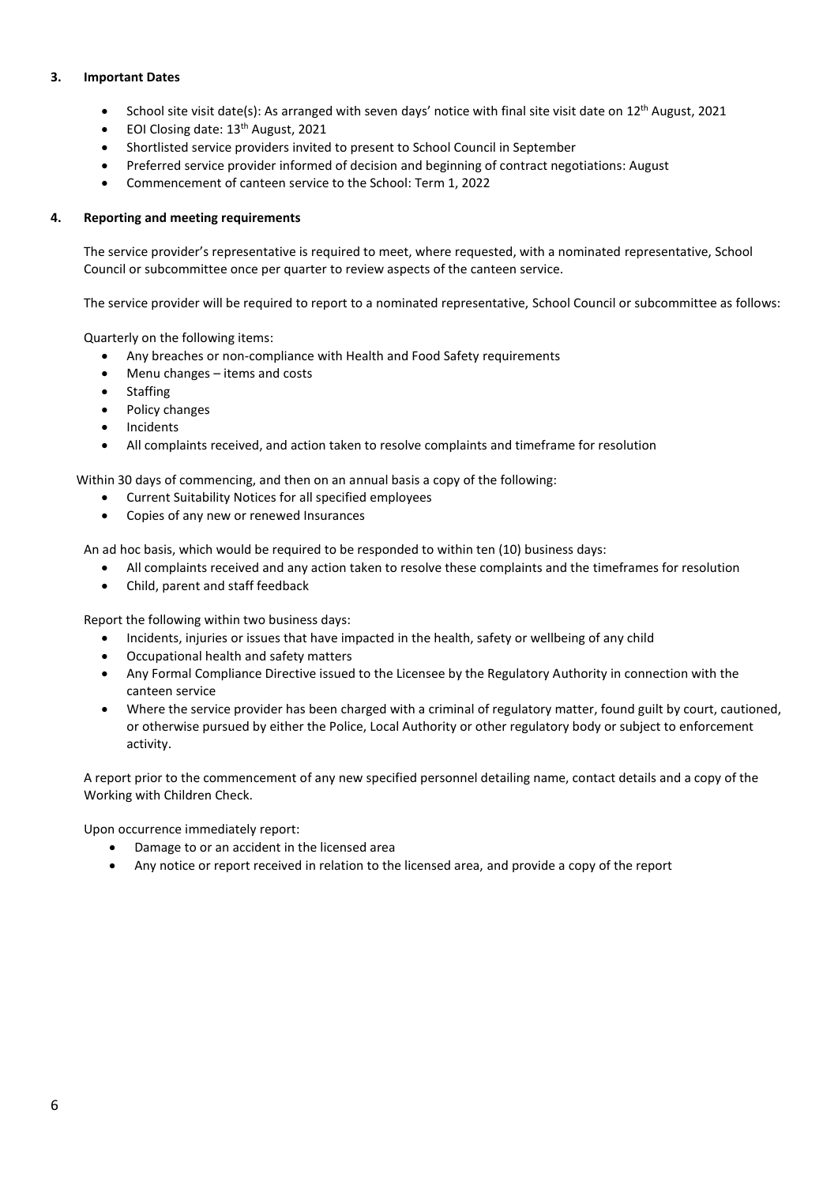### 3. Important Dates

- School site visit date(s): As arranged with seven days' notice with final site visit date on 12th August, 2021
- EOI Closing date: 13th August, 2021
- Shortlisted service providers invited to present to School Council in September
- Preferred service provider informed of decision and beginning of contract negotiations: August
- Commencement of canteen service to the School: Term 1, 2022

### 4. Reporting and meeting requirements

The service provider's representative is required to meet, where requested, with a nominated representative, School Council or subcommittee once per quarter to review aspects of the canteen service.

The service provider will be required to report to a nominated representative, School Council or subcommittee as follows:

Quarterly on the following items:

- Any breaches or non-compliance with Health and Food Safety requirements
- Menu changes – items and costs
- Staffing
- Policy changes
- Incidents
- All complaints received, and action taken to resolve complaints and timeframe for resolution

Within 30 days of commencing, and then on an annual basis a copy of the following:

- Current Suitability Notices for all specified employees
- Copies of any new or renewed Insurances

An ad hoc basis, which would be required to be responded to within ten (10) business days:

- All complaints received and any action taken to resolve these complaints and the timeframes for resolution
- Child, parent and staff feedback

Report the following within two business days:

- Incidents, injuries or issues that have impacted in the health, safety or wellbeing of any child
- Occupational health and safety matters
- Any Formal Compliance Directive issued to the Licensee by the Regulatory Authority in connection with the canteen service
- Where the service provider has been charged with a criminal of regulatory matter, found guilt by court, cautioned, or otherwise pursued by either the Police, Local Authority or other regulatory body or subject to enforcement activity.

A report prior to the commencement of any new specified personnel detailing name, contact details and a copy of the Working with Children Check.

Upon occurrence immediately report:

- Damage to or an accident in the licensed area
- Any notice or report received in relation to the licensed area, and provide a copy of the report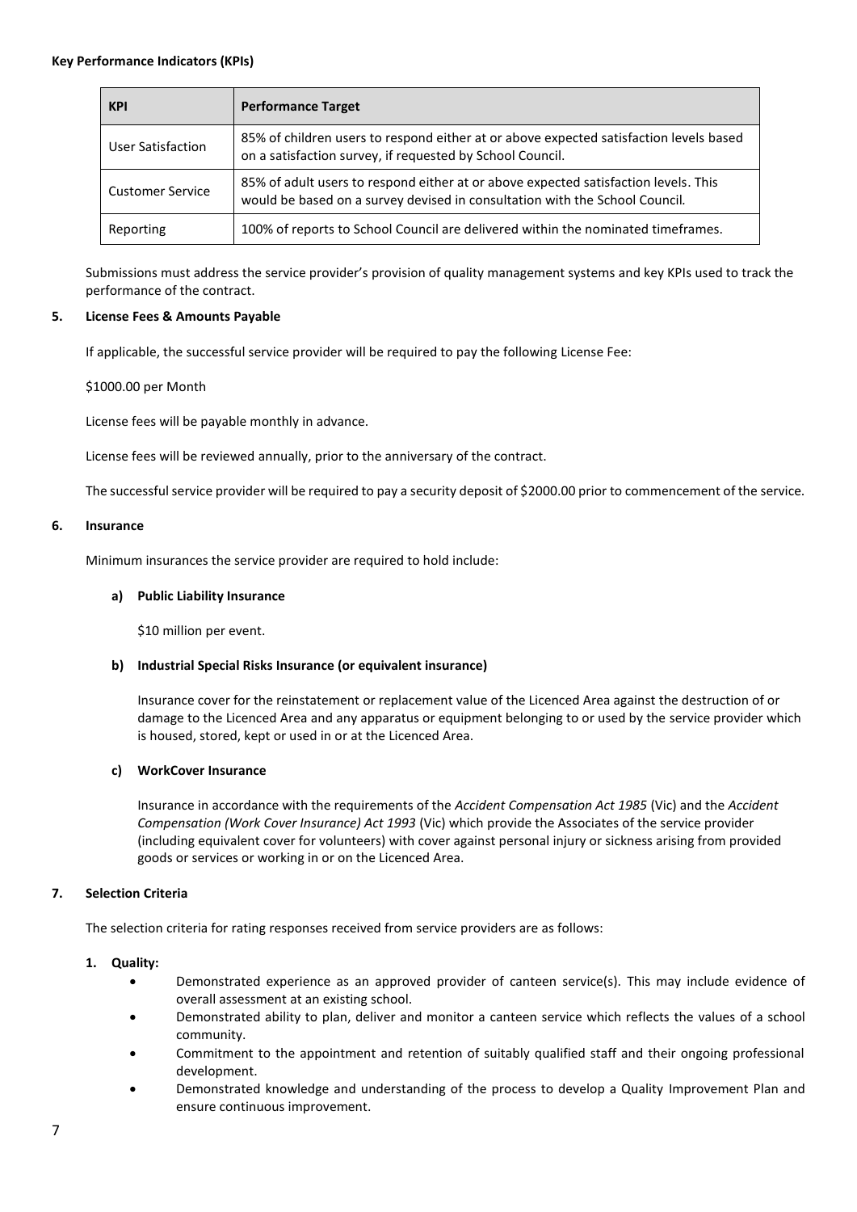**Key Performance Indicators (KPIs)**

| KPI | Performance Target |
| --- | --- |
| User Satisfaction | 85% of children users to respond either at or above expected satisfaction levels based on a satisfaction survey, if requested by School Council. |
| Customer Service | 85% of adult users to respond either at or above expected satisfaction levels. This would be based on a survey devised in consultation with the School Council. |
| Reporting | 100% of reports to School Council are delivered within the nominated timeframes. |

Submissions must address the service provider's provision of quality management systems and key KPIs used to track the performance of the contract.

## 5. License Fees & Amounts Payable

If applicable, the successful service provider will be required to pay the following License Fee:

$1000.00 per Month

License fees will be payable monthly in advance.

License fees will be reviewed annually, prior to the anniversary of the contract.

The successful service provider will be required to pay a security deposit of $2000.00 prior to commencement of the service.

## 6. Insurance

Minimum insurances the service provider are required to hold include:

### a) Public Liability Insurance

$10 million per event.

### b) Industrial Special Risks Insurance (or equivalent insurance)

Insurance cover for the reinstatement or replacement value of the Licenced Area against the destruction of or damage to the Licenced Area and any apparatus or equipment belonging to or used by the service provider which is housed, stored, kept or used in or at the Licenced Area.

### c) WorkCover Insurance

Insurance in accordance with the requirements of the *Accident Compensation Act 1985* (Vic) and the *Accident Compensation (Work Cover Insurance) Act 1993* (Vic) which provide the Associates of the service provider (including equivalent cover for volunteers) with cover against personal injury or sickness arising from provided goods or services or working in or on the Licenced Area.

## 7. Selection Criteria

The selection criteria for rating responses received from service providers are as follows:

1. **Quality:**
   - Demonstrated experience as an approved provider of canteen service(s). This may include evidence of overall assessment at an existing school.
   - Demonstrated ability to plan, deliver and monitor a canteen service which reflects the values of a school community.
   - Commitment to the appointment and retention of suitably qualified staff and their ongoing professional development.
   - Demonstrated knowledge and understanding of the process to develop a Quality Improvement Plan and ensure continuous improvement.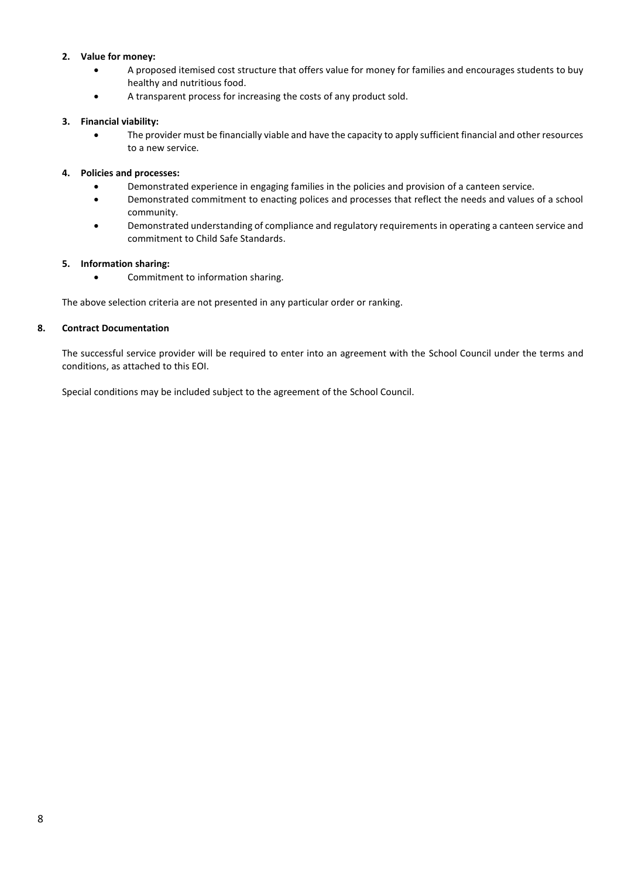2. **Value for money:**
    - A proposed itemised cost structure that offers value for money for families and encourages students to buy healthy and nutritious food.
    - A transparent process for increasing the costs of any product sold.

3. **Financial viability:**
    - The provider must be financially viable and have the capacity to apply sufficient financial and other resources to a new service.

4. **Policies and processes:**
    - Demonstrated experience in engaging families in the policies and provision of a canteen service.
    - Demonstrated commitment to enacting polices and processes that reflect the needs and values of a school community.
    - Demonstrated understanding of compliance and regulatory requirements in operating a canteen service and commitment to Child Safe Standards.

5. **Information sharing:**
    - Commitment to information sharing.

The above selection criteria are not presented in any particular order or ranking.

## 8. Contract Documentation

The successful service provider will be required to enter into an agreement with the School Council under the terms and conditions, as attached to this EOI.

Special conditions may be included subject to the agreement of the School Council.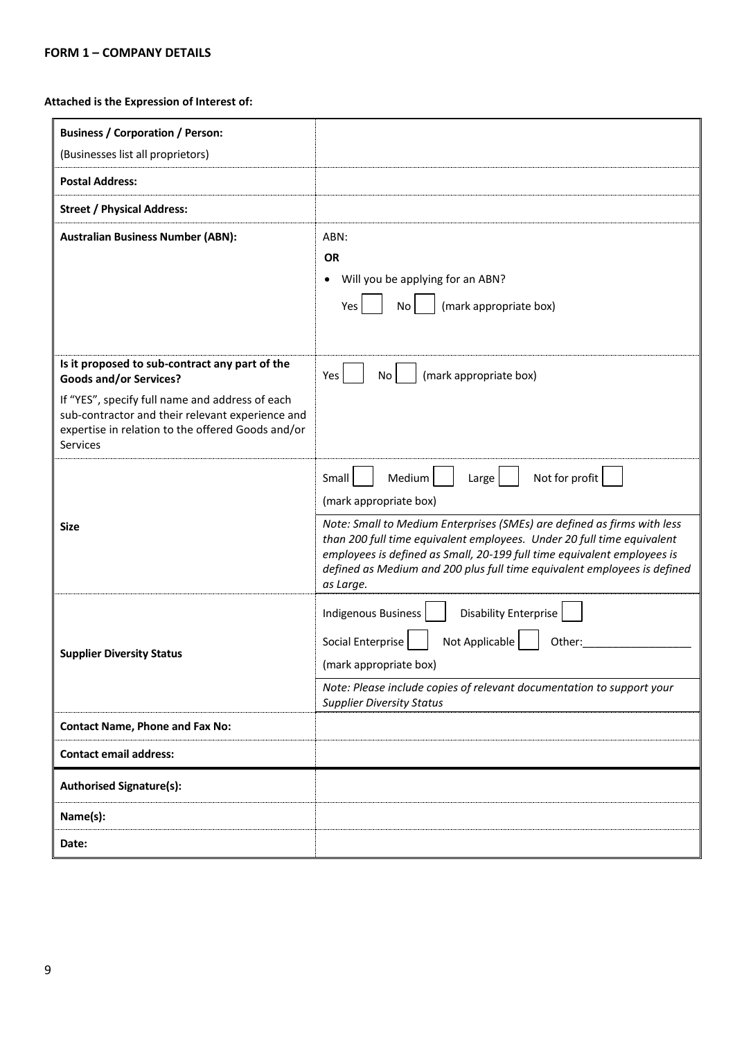**FORM 1 – COMPANY DETAILS**

**Attached is the Expression of Interest of:**

| | |
|---|---|
| **Business / Corporation / Person:**<br>(Businesses list all proprietors) | |
| **Postal Address:** | |
| **Street / Physical Address:** | |
| **Australian Business Number (ABN):** | ABN:<br>**OR**<br>• Will you be applying for an ABN?<br>Yes ☐ No ☐ (mark appropriate box) |
| **Is it proposed to sub-contract any part of the Goods and/or Services?**<br>If "YES", specify full name and address of each sub-contractor and their relevant experience and expertise in relation to the offered Goods and/or Services | Yes ☐ No ☐ (mark appropriate box) |
| **Size** | Small ☐ Medium ☐ Large ☐ Not for profit ☐<br>(mark appropriate box)<br>*Note: Small to Medium Enterprises (SMEs) are defined as firms with less than 200 full time equivalent employees. Under 20 full time equivalent employees is defined as Small, 20-199 full time equivalent employees is defined as Medium and 200 plus full time equivalent employees is defined as Large.* |
| **Supplier Diversity Status** | Indigenous Business ☐ Disability Enterprise ☐<br>Social Enterprise ☐ Not Applicable ☐ Other:__________________<br>(mark appropriate box)<br>*Note: Please include copies of relevant documentation to support your Supplier Diversity Status* |
| **Contact Name, Phone and Fax No:** | |
| **Contact email address:** | |
| **Authorised Signature(s):** | |
| **Name(s):** | |
| **Date:** | |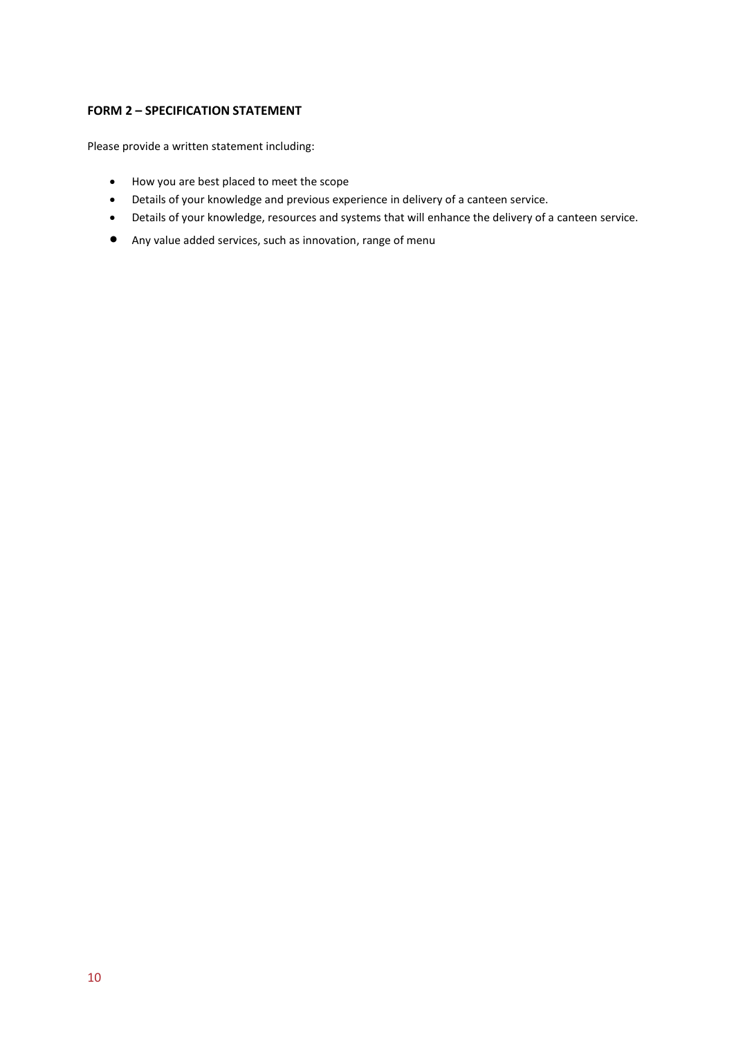**FORM 2 – SPECIFICATION STATEMENT**

Please provide a written statement including:

- How you are best placed to meet the scope
- Details of your knowledge and previous experience in delivery of a canteen service.
- Details of your knowledge, resources and systems that will enhance the delivery of a canteen service.
- Any value added services, such as innovation, range of menu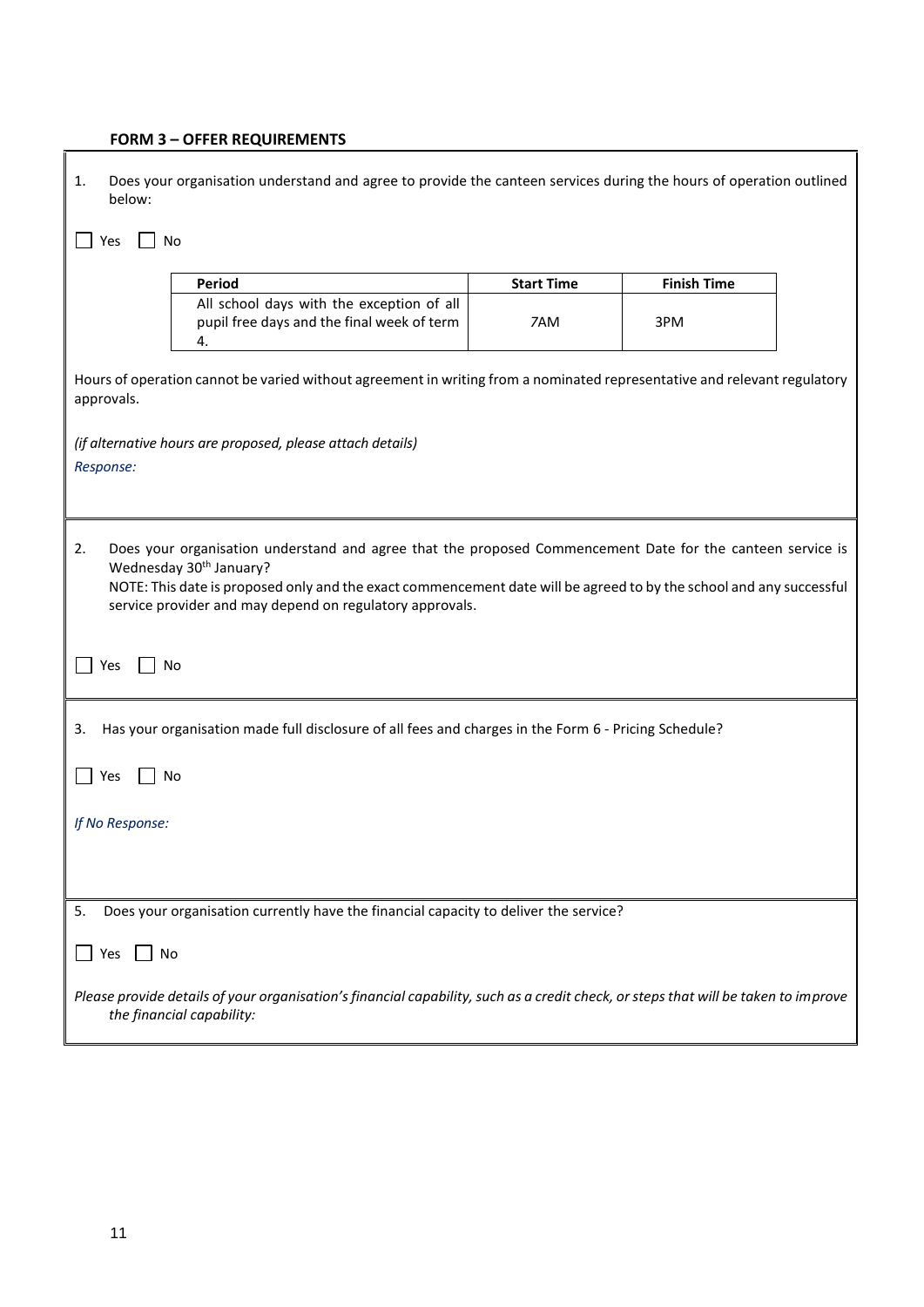**FORM 3 – OFFER REQUIREMENTS**

1. Does your organisation understand and agree to provide the canteen services during the hours of operation outlined below:

☐ Yes ☐ No

| Period | Start Time | Finish Time |
|---|---|---|
| All school days with the exception of all pupil free days and the final week of term 4. | 7AM | 3PM |

Hours of operation cannot be varied without agreement in writing from a nominated representative and relevant regulatory approvals.

*(if alternative hours are proposed, please attach details)*

*Response:*

2. Does your organisation understand and agree that the proposed Commencement Date for the canteen service is Wednesday 30th January?
   NOTE: This date is proposed only and the exact commencement date will be agreed to by the school and any successful service provider and may depend on regulatory approvals.

☐ Yes ☐ No

3. Has your organisation made full disclosure of all fees and charges in the Form 6 - Pricing Schedule?

☐ Yes ☐ No

*If No Response:*

5. Does your organisation currently have the financial capacity to deliver the service?

☐ Yes ☐ No

*Please provide details of your organisation's financial capability, such as a credit check, or steps that will be taken to improve the financial capability:*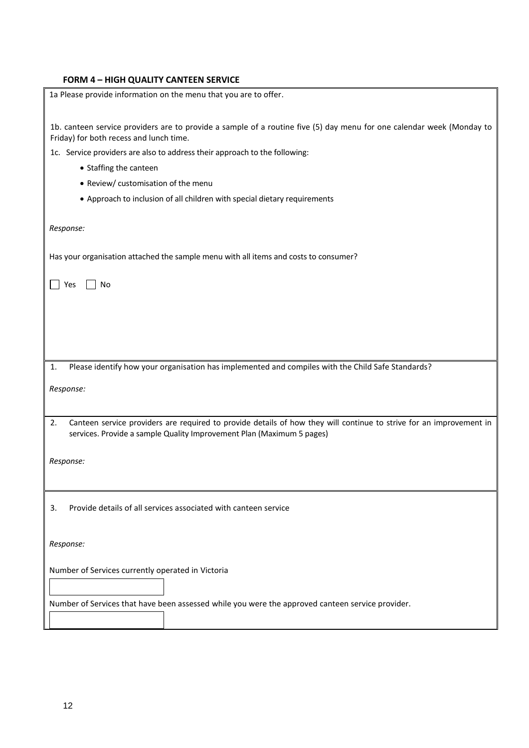**FORM 4 – HIGH QUALITY CANTEEN SERVICE**

1a Please provide information on the menu that you are to offer.

1b. canteen service providers are to provide a sample of a routine five (5) day menu for one calendar week (Monday to Friday) for both recess and lunch time.

1c. Service providers are also to address their approach to the following:

- Staffing the canteen
- Review/ customisation of the menu
- Approach to inclusion of all children with special dietary requirements

*Response:*

Has your organisation attached the sample menu with all items and costs to consumer?

☐ Yes ☐ No

1. Please identify how your organisation has implemented and compiles with the Child Safe Standards?

*Response:*

2. Canteen service providers are required to provide details of how they will continue to strive for an improvement in services. Provide a sample Quality Improvement Plan (Maximum 5 pages)

*Response:*

3. Provide details of all services associated with canteen service

*Response:*

Number of Services currently operated in Victoria

Number of Services that have been assessed while you were the approved canteen service provider.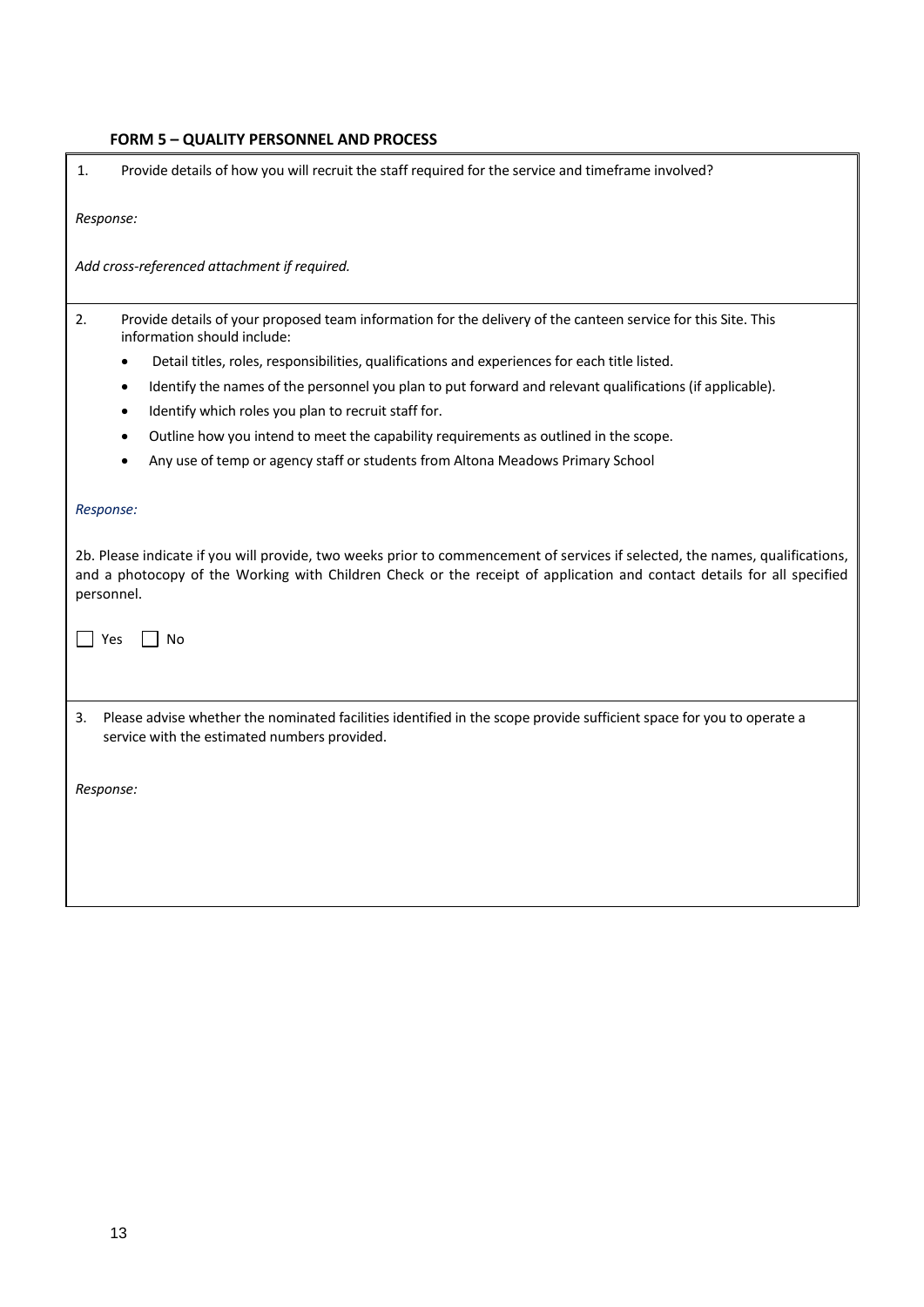#### FORM 5 – QUALITY PERSONNEL AND PROCESS

1. Provide details of how you will recruit the staff required for the service and timeframe involved?

*Response:*

*Add cross-referenced attachment if required.*

2. Provide details of your proposed team information for the delivery of the canteen service for this Site. This information should include:
   - Detail titles, roles, responsibilities, qualifications and experiences for each title listed.
   - Identify the names of the personnel you plan to put forward and relevant qualifications (if applicable).
   - Identify which roles you plan to recruit staff for.
   - Outline how you intend to meet the capability requirements as outlined in the scope.
   - Any use of temp or agency staff or students from Altona Meadows Primary School

*Response:*

2b. Please indicate if you will provide, two weeks prior to commencement of services if selected, the names, qualifications, and a photocopy of the Working with Children Check or the receipt of application and contact details for all specified personnel.

☐ Yes ☐ No

3. Please advise whether the nominated facilities identified in the scope provide sufficient space for you to operate a service with the estimated numbers provided.

*Response:*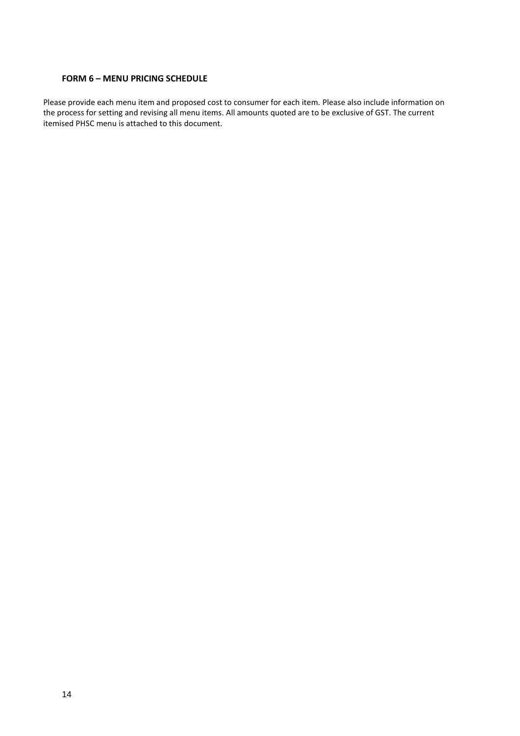## FORM 6 – MENU PRICING SCHEDULE

Please provide each menu item and proposed cost to consumer for each item. Please also include information on the process for setting and revising all menu items. All amounts quoted are to be exclusive of GST. The current itemised PHSC menu is attached to this document.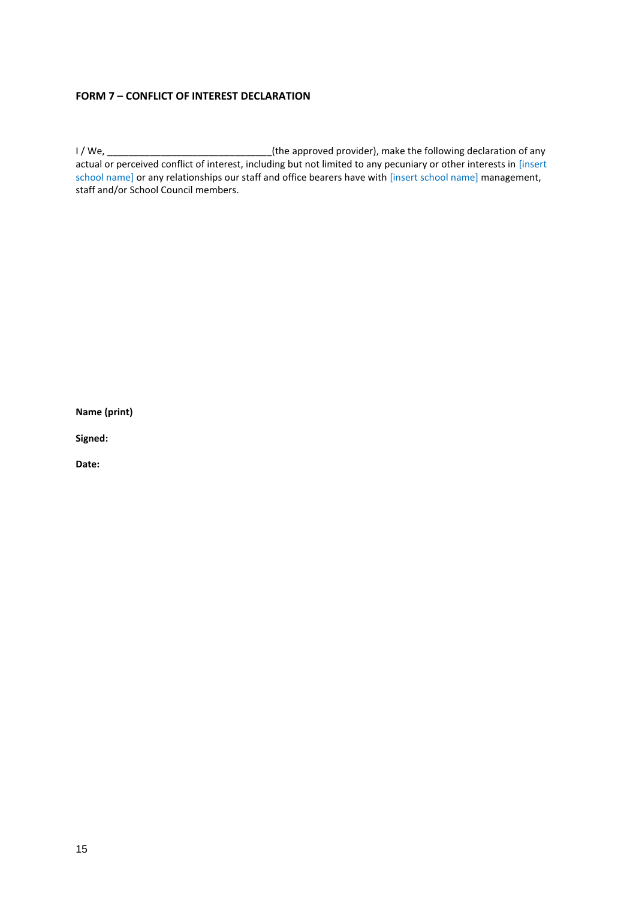**FORM 7 – CONFLICT OF INTEREST DECLARATION**

I / We, _______________________________(the approved provider), make the following declaration of any actual or perceived conflict of interest, including but not limited to any pecuniary or other interests in [insert school name] or any relationships our staff and office bearers have with [insert school name] management, staff and/or School Council members.

**Name (print)**

**Signed:**

**Date:**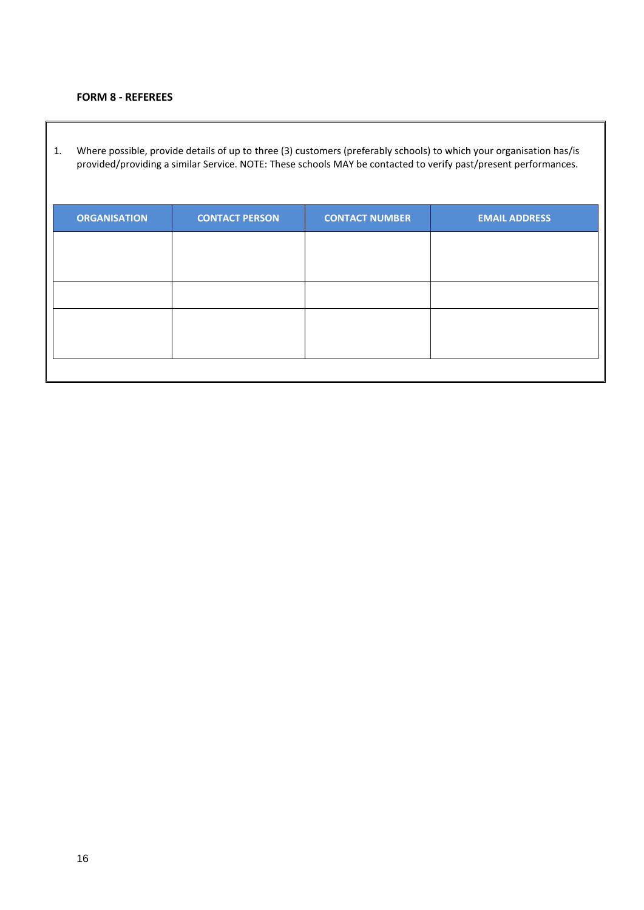**FORM 8 - REFEREES**

1. Where possible, provide details of up to three (3) customers (preferably schools) to which your organisation has/is provided/providing a similar Service. NOTE: These schools MAY be contacted to verify past/present performances.

| ORGANISATION | CONTACT PERSON | CONTACT NUMBER | EMAIL ADDRESS |
|---|---|---|---|
| | | | |
| | | | |
| | | | |